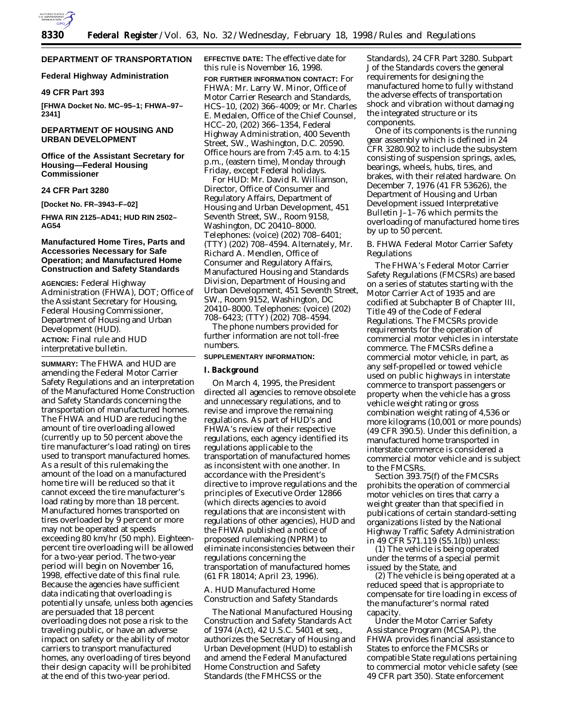**DEPARTMENT OF TRANSPORTATION**

**Federal Highway Administration**

**49 CFR Part 393**

**[FHWA Docket No. MC–95–1; FHWA–97–2341]**

**DEPARTMENT OF HOUSING AND URBAN DEVELOPMENT**

**Office of the Assistant Secretary for Housing—Federal Housing Commissioner**

**24 CFR Part 3280**

**[Docket No. FR–3943–F–02]**

**FHWA RIN 2125–AD41; HUD RIN 2502–AG54**

**Manufactured Home Tires, Parts and Accessories Necessary for Safe Operation; and Manufactured Home Construction and Safety Standards**

**AGENCIES:** Federal Highway Administration (FHWA), DOT; Office of the Assistant Secretary for Housing, Federal Housing Commissioner, Department of Housing and Urban Development (HUD).

**ACTION:** Final rule and HUD interpretative bulletin.

**SUMMARY:** The FHWA and HUD are amending the Federal Motor Carrier Safety Regulations and an interpretation of the Manufactured Home Construction and Safety Standards concerning the transportation of manufactured homes. The FHWA and HUD are reducing the amount of tire overloading allowed (currently up to 50 percent above the tire manufacturer's load rating) on tires used to transport manufactured homes. As a result of this rulemaking the amount of the load on a manufactured home tire will be reduced so that it cannot exceed the tire manufacturer's load rating by more than 18 percent. Manufactured homes transported on tires overloaded by 9 percent or more may not be operated at speeds exceeding 80 km/hr (50 mph). Eighteen-percent tire overloading will be allowed for a two-year period. The two-year period will begin on November 16, 1998, effective date of this final rule. Because the agencies have sufficient data indicating that overloading is potentially unsafe, unless both agencies are persuaded that 18 percent overloading does not pose a risk to the traveling public, or have an adverse impact on safety or the ability of motor carriers to transport manufactured homes, any overloading of tires beyond their design capacity will be prohibited at the end of this two-year period.

**EFFECTIVE DATE:** The effective date for this rule is November 16, 1998.

**FOR FURTHER INFORMATION CONTACT:** For FHWA: Mr. Larry W. Minor, Office of Motor Carrier Research and Standards, HCS–10, (202) 366–4009; or Mr. Charles E. Medalen, Office of the Chief Counsel, HCC–20, (202) 366–1354, Federal Highway Administration, 400 Seventh Street, SW., Washington, D.C. 20590. Office hours are from 7:45 a.m. to 4:15 p.m., (eastern time), Monday through Friday, except Federal holidays.

For HUD: Mr. David R. Williamson, Director, Office of Consumer and Regulatory Affairs, Department of Housing and Urban Development, 451 Seventh Street, SW., Room 9158, Washington, DC 20410–8000. Telephones: (voice) (202) 708–6401; (TTY) (202) 708–4594. Alternately, Mr. Richard A. Mendlen, Office of Consumer and Regulatory Affairs, Manufactured Housing and Standards Division, Department of Housing and Urban Development, 451 Seventh Street, SW., Room 9152, Washington, DC 20410–8000. Telephones: (voice) (202) 708–6423; (TTY) (202) 708–4594.

The phone numbers provided for further information are not toll-free numbers.

**SUPPLEMENTARY INFORMATION:**

**I. Background**

On March 4, 1995, the President directed all agencies to remove obsolete and unnecessary regulations, and to revise and improve the remaining regulations. As part of HUD's and FHWA's review of their respective regulations, each agency identified its regulations applicable to the transportation of manufactured homes as inconsistent with one another. In accordance with the President's directive to improve regulations and the principles of Executive Order 12866 (which directs agencies to avoid regulations that are inconsistent with regulations of other agencies), HUD and the FHWA published a notice of proposed rulemaking (NPRM) to eliminate inconsistencies between their regulations concerning the transportation of manufactured homes (61 FR 18014; April 23, 1996).

*A. HUD Manufactured Home Construction and Safety Standards*

The National Manufactured Housing Construction and Safety Standards Act of 1974 (Act), 42 U.S.C. 5401 et seq., authorizes the Secretary of Housing and Urban Development (HUD) to establish and amend the Federal Manufactured Home Construction and Safety Standards (the FMHCSS or the Standards), 24 CFR Part 3280. Subpart J of the Standards covers the general requirements for designing the manufactured home to fully withstand the adverse effects of transportation shock and vibration without damaging the integrated structure or its components.

One of its components is the running gear assembly which is defined in 24 CFR 3280.902 to include the subsystem consisting of suspension springs, axles, bearings, wheels, hubs, tires, and brakes, with their related hardware. On December 7, 1976 (41 FR 53626), the Department of Housing and Urban Development issued Interpretative Bulletin J–1–76 which permits the overloading of manufactured home tires by up to 50 percent.

*B. FHWA Federal Motor Carrier Safety Regulations*

The FHWA's Federal Motor Carrier Safety Regulations (FMCSRs) are based on a series of statutes starting with the Motor Carrier Act of 1935 and are codified at Subchapter B of Chapter III, Title 49 of the Code of Federal Regulations. The FMCSRs provide requirements for the operation of commercial motor vehicles in interstate commerce. The FMCSRs define a commercial motor vehicle, in part, as any self-propelled or towed vehicle used on public highways in interstate commerce to transport passengers or property when the vehicle has a gross vehicle weight rating or gross combination weight rating of 4,536 or more kilograms (10,001 or more pounds) (49 CFR 390.5). Under this definition, a manufactured home transported in interstate commerce is considered a commercial motor vehicle and is subject to the FMCSRs.

Section 393.75(f) of the FMCSRs prohibits the operation of commercial motor vehicles on tires that carry a weight greater than that specified in publications of certain standard-setting organizations listed by the National Highway Traffic Safety Administration in 49 CFR 571.119 (S5.1(b)) unless:

(1) The vehicle is being operated under the terms of a special permit issued by the State, and

(2) The vehicle is being operated at a reduced speed that is appropriate to compensate for tire loading in excess of the manufacturer's normal rated capacity.

Under the Motor Carrier Safety Assistance Program (MCSAP), the FHWA provides financial assistance to States to enforce the FMCSRs or compatible State regulations pertaining to commercial motor vehicle safety (see 49 CFR part 350). State enforcement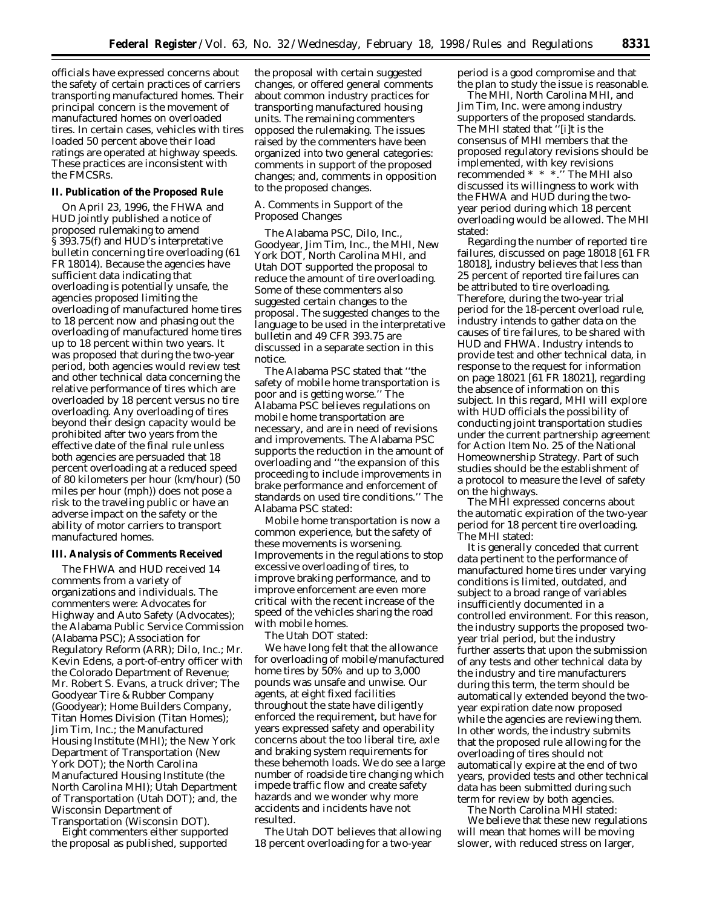officials have expressed concerns about the safety of certain practices of carriers transporting manufactured homes. Their principal concern is the movement of manufactured homes on overloaded tires. In certain cases, vehicles with tires loaded 50 percent above their load ratings are operated at highway speeds. These practices are inconsistent with the FMCSRs.

## II. Publication of the Proposed Rule

On April 23, 1996, the FHWA and HUD jointly published a notice of proposed rulemaking to amend § 393.75(f) and HUD's interpretative bulletin concerning tire overloading (61 FR 18014). Because the agencies have sufficient data indicating that overloading is potentially unsafe, the agencies proposed limiting the overloading of manufactured home tires to 18 percent now and phasing out the overloading of manufactured home tires up to 18 percent within two years. It was proposed that during the two-year period, both agencies would review test and other technical data concerning the relative performance of tires which are overloaded by 18 percent versus no tire overloading. Any overloading of tires beyond their design capacity would be prohibited after two years from the effective date of the final rule unless both agencies are persuaded that 18 percent overloading at a reduced speed of 80 kilometers per hour (km/hour) (50 miles per hour (mph)) does not pose a risk to the traveling public or have an adverse impact on the safety or the ability of motor carriers to transport manufactured homes.

## III. Analysis of Comments Received

The FHWA and HUD received 14 comments from a variety of organizations and individuals. The commenters were: Advocates for Highway and Auto Safety (Advocates); the Alabama Public Service Commission (Alabama PSC); Association for Regulatory Reform (ARR); Dilo, Inc.; Mr. Kevin Edens, a port-of-entry officer with the Colorado Department of Revenue; Mr. Robert S. Evans, a truck driver; The Goodyear Tire & Rubber Company (Goodyear); Home Builders Company, Titan Homes Division (Titan Homes); Jim Tim, Inc.; the Manufactured Housing Institute (MHI); the New York Department of Transportation (New York DOT); the North Carolina Manufactured Housing Institute (the North Carolina MHI); Utah Department of Transportation (Utah DOT); and, the Wisconsin Department of Transportation (Wisconsin DOT).

Eight commenters either supported the proposal as published, supported the proposal with certain suggested changes, or offered general comments about common industry practices for transporting manufactured housing units. The remaining commenters opposed the rulemaking. The issues raised by the commenters have been organized into two general categories: comments in support of the proposed changes; and, comments in opposition to the proposed changes.

### *A. Comments in Support of the Proposed Changes*

The Alabama PSC, Dilo, Inc., Goodyear, Jim Tim, Inc., the MHI, New York DOT, North Carolina MHI, and Utah DOT supported the proposal to reduce the amount of tire overloading. Some of these commenters also suggested certain changes to the proposal. The suggested changes to the language to be used in the interpretative bulletin and 49 CFR 393.75 are discussed in a separate section in this notice.

The Alabama PSC stated that ''the safety of mobile home transportation is poor and is getting worse.'' The Alabama PSC believes regulations on mobile home transportation are necessary, and are in need of revisions and improvements. The Alabama PSC supports the reduction in the amount of overloading and ''the expansion of this proceeding to include improvements in brake performance and enforcement of standards on used tire conditions.'' The Alabama PSC stated:

Mobile home transportation is now a common experience, but the safety of these movements is worsening. Improvements in the regulations to stop excessive overloading of tires, to improve braking performance, and to improve enforcement are even more critical with the recent increase of the speed of the vehicles sharing the road with mobile homes.

The Utah DOT stated:

We have long felt that the allowance for overloading of mobile/manufactured home tires by 50% and up to 3,000 pounds was unsafe and unwise. Our agents, at eight fixed facilities throughout the state have diligently enforced the requirement, but have for years expressed safety and operability concerns about the too liberal tire, axle and braking system requirements for these behemoth loads. We do see a large number of roadside tire changing which impede traffic flow and create safety hazards and we wonder why more accidents and incidents have not resulted.

The Utah DOT believes that allowing 18 percent overloading for a two-year period is a good compromise and that the plan to study the issue is reasonable.

The MHI, North Carolina MHI, and Jim Tim, Inc. were among industry supporters of the proposed standards. The MHI stated that ''[i]t is the consensus of MHI members that the proposed regulatory revisions should be implemented, with key revisions recommended * * *.'' The MHI also discussed its willingness to work with the FHWA and HUD during the two-year period during which 18 percent overloading would be allowed. The MHI stated:

Regarding the number of reported tire failures, discussed on page 18018 [61 FR 18018], industry believes that less than 25 percent of reported tire failures can be attributed to tire overloading. Therefore, during the two-year trial period for the 18-percent overload rule, industry intends to gather data on the causes of tire failures, to be shared with HUD and FHWA. Industry intends to provide test and other technical data, in response to the request for information on page 18021 [61 FR 18021], regarding the absence of information on this subject. In this regard, MHI will explore with HUD officials the possibility of conducting joint transportation studies under the current partnership agreement for Action Item No. 25 of the National Homeownership Strategy. Part of such studies should be the establishment of a protocol to measure the level of safety on the highways.

The MHI expressed concerns about the automatic expiration of the two-year period for 18 percent tire overloading. The MHI stated:

It is generally conceded that current data pertinent to the performance of manufactured home tires under varying conditions is limited, outdated, and subject to a broad range of variables insufficiently documented in a controlled environment. For this reason, the industry supports the proposed two-year trial period, but the industry further asserts that upon the submission of any tests and other technical data by the industry and tire manufacturers during this term, the term should be automatically extended beyond the two-year expiration date now proposed while the agencies are reviewing them. In other words, the industry submits that the proposed rule allowing for the overloading of tires should not automatically expire at the end of two years, provided tests and other technical data has been submitted during such term for review by both agencies.

The North Carolina MHI stated:

We believe that these new regulations will mean that homes will be moving slower, with reduced stress on larger,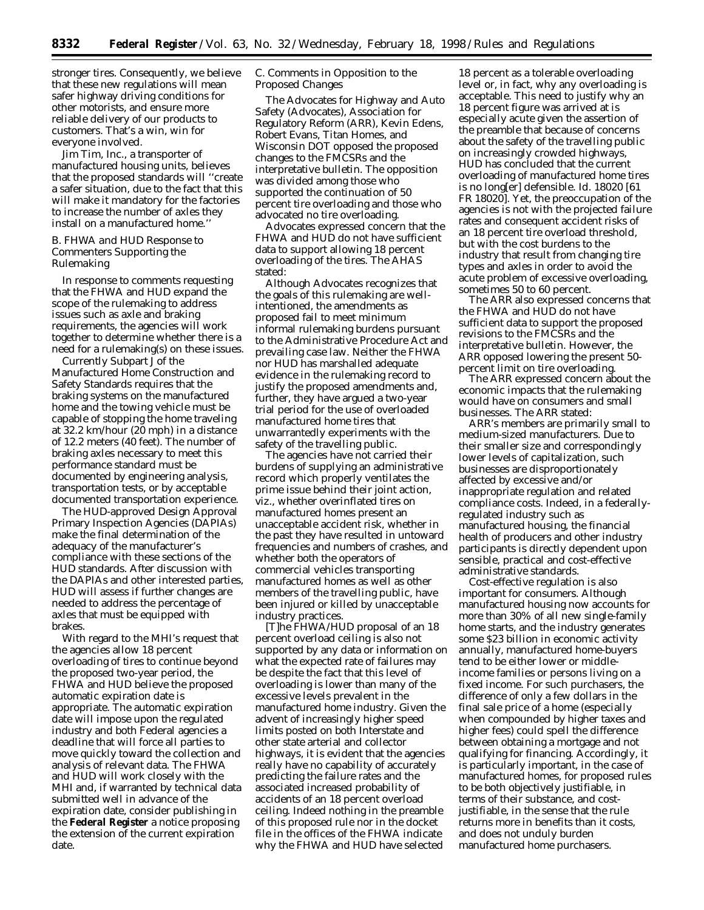stronger tires. Consequently, we believe that these new regulations will mean safer highway driving conditions for other motorists, and ensure more reliable delivery of our products to customers. That's a win, win for everyone involved.

Jim Tim, Inc., a transporter of manufactured housing units, believes that the proposed standards will ''create a safer situation, due to the fact that this will make it mandatory for the factories to increase the number of axles they install on a manufactured home.''

### B. FHWA and HUD Response to Commenters Supporting the Rulemaking

In response to comments requesting that the FHWA and HUD expand the scope of the rulemaking to address issues such as axle and braking requirements, the agencies will work together to determine whether there is a need for a rulemaking(s) on these issues.

Currently Subpart J of the Manufactured Home Construction and Safety Standards requires that the braking systems on the manufactured home and the towing vehicle must be capable of stopping the home traveling at 32.2 km/hour (20 mph) in a distance of 12.2 meters (40 feet). The number of braking axles necessary to meet this performance standard must be documented by engineering analysis, transportation tests, or by acceptable documented transportation experience.

The HUD-approved Design Approval Primary Inspection Agencies (DAPIAs) make the final determination of the adequacy of the manufacturer's compliance with these sections of the HUD standards. After discussion with the DAPIAs and other interested parties, HUD will assess if further changes are needed to address the percentage of axles that must be equipped with brakes.

With regard to the MHI's request that the agencies allow 18 percent overloading of tires to continue beyond the proposed two-year period, the FHWA and HUD believe the proposed automatic expiration date is appropriate. The automatic expiration date will impose upon the regulated industry and both Federal agencies a deadline that will force all parties to move quickly toward the collection and analysis of relevant data. The FHWA and HUD will work closely with the MHI and, if warranted by technical data submitted well in advance of the expiration date, consider publishing in the **Federal Register** a notice proposing the extension of the current expiration date.

### C. Comments in Opposition to the Proposed Changes

The Advocates for Highway and Auto Safety (Advocates), Association for Regulatory Reform (ARR), Kevin Edens, Robert Evans, Titan Homes, and Wisconsin DOT opposed the proposed changes to the FMCSRs and the interpretative bulletin. The opposition was divided among those who supported the continuation of 50 percent tire overloading and those who advocated no tire overloading.

Advocates expressed concern that the FHWA and HUD do not have sufficient data to support allowing 18 percent overloading of the tires. The AHAS stated:

Although Advocates recognizes that the goals of this rulemaking are well-intentioned, the amendments as proposed fail to meet minimum informal rulemaking burdens pursuant to the Administrative Procedure Act and prevailing case law. Neither the FHWA nor HUD has marshalled adequate evidence in the rulemaking record to justify the proposed amendments and, further, they have argued a two-year trial period for the use of overloaded manufactured home tires that unwarrantedly experiments with the safety of the travelling public.

The agencies have not carried their burdens of supplying an administrative record which properly ventilates the prime issue behind their joint action, viz., whether overinflated tires on manufactured homes present an unacceptable accident risk, whether in the past they have resulted in untoward frequencies and numbers of crashes, and whether both the operators of commercial vehicles transporting manufactured homes as well as other members of the travelling public, have been injured or killed by unacceptable industry practices.

[T]he FHWA/HUD proposal of an 18 percent overload ceiling is also not supported by any data or information on what the expected rate of failures may be despite the fact that this level of overloading is lower than many of the excessive levels prevalent in the manufactured home industry. Given the advent of increasingly higher speed limits posted on both Interstate and other state arterial and collector highways, it is evident that the agencies really have no capability of accurately predicting the failure rates and the associated increased probability of accidents of an 18 percent overload ceiling. Indeed nothing in the preamble of this proposed rule nor in the docket file in the offices of the FHWA indicate why the FHWA and HUD have selected 18 percent as a tolerable overloading level or, in fact, why any overloading is acceptable. This need to justify why an 18 percent figure was arrived at is especially acute given the assertion of the preamble that because of concerns about the safety of the travelling public on increasingly crowded highways, HUD has concluded that the current overloading of manufactured home tires is no long[er] defensible. Id. 18020 [61 FR 18020]. Yet, the preoccupation of the agencies is not with the projected failure rates and consequent accident risks of an 18 percent tire overload threshold, but with the cost burdens to the industry that result from changing tire types and axles in order to avoid the acute problem of excessive overloading, sometimes 50 to 60 percent.

The ARR also expressed concerns that the FHWA and HUD do not have sufficient data to support the proposed revisions to the FMCSRs and the interpretative bulletin. However, the ARR opposed lowering the present 50-percent limit on tire overloading.

The ARR expressed concern about the economic impacts that the rulemaking would have on consumers and small businesses. The ARR stated:

ARR's members are primarily small to medium-sized manufacturers. Due to their smaller size and correspondingly lower levels of capitalization, such businesses are disproportionately affected by excessive and/or inappropriate regulation and related compliance costs. Indeed, in a federally-regulated industry such as manufactured housing, the financial health of producers and other industry participants is directly dependent upon sensible, practical and cost-effective administrative standards.

Cost-effective regulation is also important for consumers. Although manufactured housing now accounts for more than 30% of all new single-family home starts, and the industry generates some $23 billion in economic activity annually, manufactured home-buyers tend to be either lower or middle-income families or persons living on a fixed income. For such purchasers, the difference of only a few dollars in the final sale price of a home (especially when compounded by higher taxes and higher fees) could spell the difference between obtaining a mortgage and not qualifying for financing. Accordingly, it is particularly important, in the case of manufactured homes, for proposed rules to be both objectively justifiable, in terms of their substance, and cost-justifiable, in the sense that the rule returns more in benefits than it costs, and does not unduly burden manufactured home purchasers.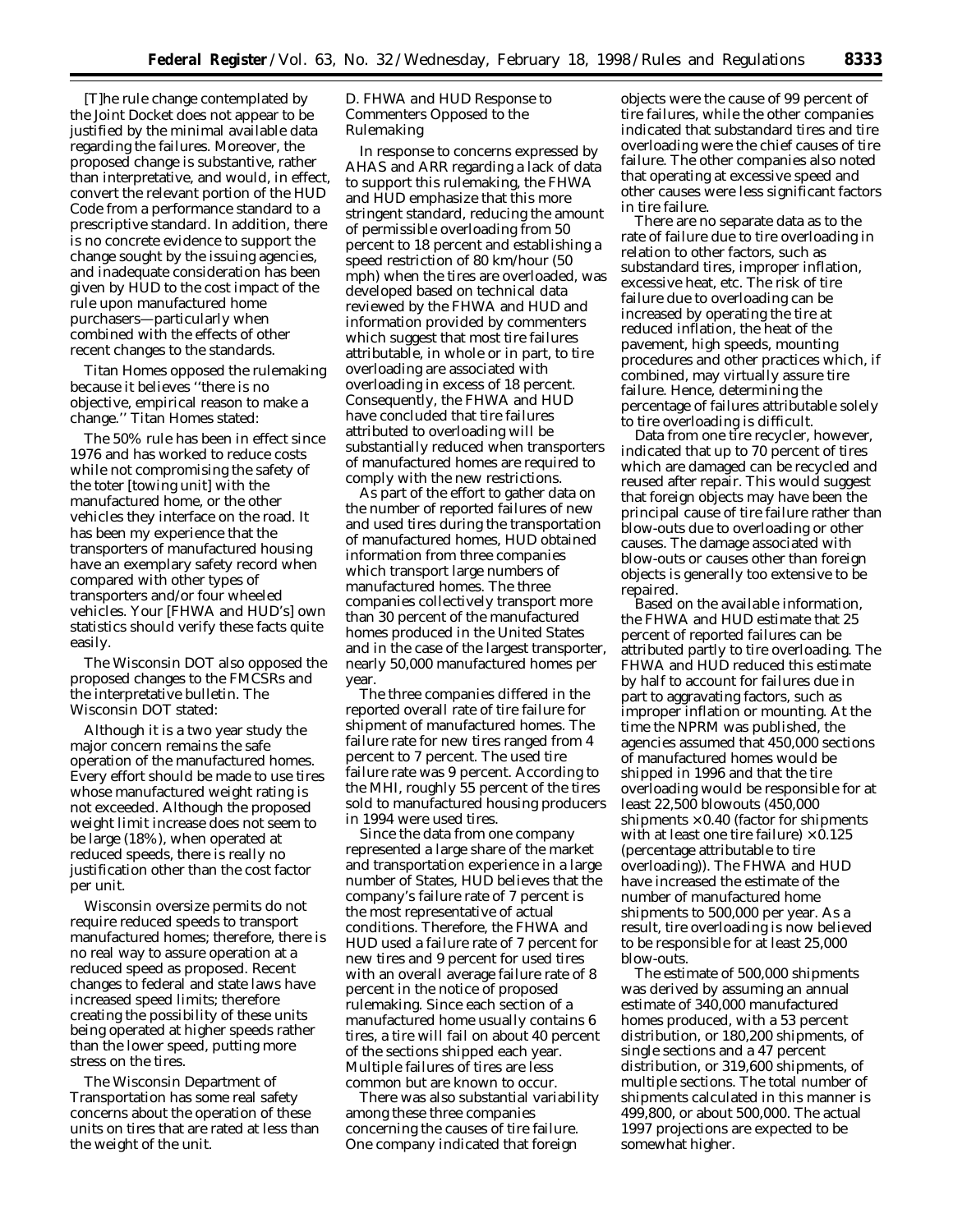[T]he rule change contemplated by the Joint Docket does not appear to be justified by the minimal available data regarding the failures. Moreover, the proposed change is substantive, rather than interpretative, and would, in effect, convert the relevant portion of the HUD Code from a performance standard to a prescriptive standard. In addition, there is no concrete evidence to support the change sought by the issuing agencies, and inadequate consideration has been given by HUD to the cost impact of the rule upon manufactured home purchasers—particularly when combined with the effects of other recent changes to the standards.

Titan Homes opposed the rulemaking because it believes ''there is no objective, empirical reason to make a change.'' Titan Homes stated:

The 50% rule has been in effect since 1976 and has worked to reduce costs while not compromising the safety of the toter [towing unit] with the manufactured home, or the other vehicles they interface on the road. It has been my experience that the transporters of manufactured housing have an exemplary safety record when compared with other types of transporters and/or four wheeled vehicles. Your [FHWA and HUD's] own statistics should verify these facts quite easily.

The Wisconsin DOT also opposed the proposed changes to the FMCSRs and the interpretative bulletin. The Wisconsin DOT stated:

Although it is a two year study the major concern remains the safe operation of the manufactured homes. Every effort should be made to use tires whose manufactured weight rating is not exceeded. Although the proposed weight limit increase does not seem to be large (18%), when operated at reduced speeds, there is really no justification other than the cost factor per unit.

Wisconsin oversize permits do not require reduced speeds to transport manufactured homes; therefore, there is no real way to assure operation at a reduced speed as proposed. Recent changes to federal and state laws have increased speed limits; therefore creating the possibility of these units being operated at higher speeds rather than the lower speed, putting more stress on the tires.

The Wisconsin Department of Transportation has some real safety concerns about the operation of these units on tires that are rated at less than the weight of the unit.

*D. FHWA and HUD Response to Commenters Opposed to the Rulemaking*

In response to concerns expressed by AHAS and ARR regarding a lack of data to support this rulemaking, the FHWA and HUD emphasize that this more stringent standard, reducing the amount of permissible overloading from 50 percent to 18 percent and establishing a speed restriction of 80 km/hour (50 mph) when the tires are overloaded, was developed based on technical data reviewed by the FHWA and HUD and information provided by commenters which suggest that most tire failures attributable, in whole or in part, to tire overloading are associated with overloading in excess of 18 percent. Consequently, the FHWA and HUD have concluded that tire failures attributed to overloading will be substantially reduced when transporters of manufactured homes are required to comply with the new restrictions.

As part of the effort to gather data on the number of reported failures of new and used tires during the transportation of manufactured homes, HUD obtained information from three companies which transport large numbers of manufactured homes. The three companies collectively transport more than 30 percent of the manufactured homes produced in the United States and in the case of the largest transporter, nearly 50,000 manufactured homes per year.

The three companies differed in the reported overall rate of tire failure for shipment of manufactured homes. The failure rate for new tires ranged from 4 percent to 7 percent. The used tire failure rate was 9 percent. According to the MHI, roughly 55 percent of the tires sold to manufactured housing producers in 1994 were used tires.

Since the data from one company represented a large share of the market and transportation experience in a large number of States, HUD believes that the company's failure rate of 7 percent is the most representative of actual conditions. Therefore, the FHWA and HUD used a failure rate of 7 percent for new tires and 9 percent for used tires with an overall average failure rate of 8 percent in the notice of proposed rulemaking. Since each section of a manufactured home usually contains 6 tires, a tire will fail on about 40 percent of the sections shipped each year. Multiple failures of tires are less common but are known to occur.

There was also substantial variability among these three companies concerning the causes of tire failure. One company indicated that foreign objects were the cause of 99 percent of tire failures, while the other companies indicated that substandard tires and tire overloading were the chief causes of tire failure. The other companies also noted that operating at excessive speed and other causes were less significant factors in tire failure.

There are no separate data as to the rate of failure due to tire overloading in relation to other factors, such as substandard tires, improper inflation, excessive heat, etc. The risk of tire failure due to overloading can be increased by operating the tire at reduced inflation, the heat of the pavement, high speeds, mounting procedures and other practices which, if combined, may virtually assure tire failure. Hence, determining the percentage of failures attributable solely to tire overloading is difficult.

Data from one tire recycler, however, indicated that up to 70 percent of tires which are damaged can be recycled and reused after repair. This would suggest that foreign objects may have been the principal cause of tire failure rather than blow-outs due to overloading or other causes. The damage associated with blow-outs or causes other than foreign objects is generally too extensive to be repaired.

Based on the available information, the FHWA and HUD estimate that 25 percent of reported failures can be attributed partly to tire overloading. The FHWA and HUD reduced this estimate by half to account for failures due in part to aggravating factors, such as improper inflation or mounting. At the time the NPRM was published, the agencies assumed that 450,000 sections of manufactured homes would be shipped in 1996 and that the tire overloading would be responsible for at least 22,500 blowouts (450,000 shipments × 0.40 (factor for shipments with at least one tire failure) × 0.125 (percentage attributable to tire overloading)). The FHWA and HUD have increased the estimate of the number of manufactured home shipments to 500,000 per year. As a result, tire overloading is now believed to be responsible for at least 25,000 blow-outs.

The estimate of 500,000 shipments was derived by assuming an annual estimate of 340,000 manufactured homes produced, with a 53 percent distribution, or 180,200 shipments, of single sections and a 47 percent distribution, or 319,600 shipments, of multiple sections. The total number of shipments calculated in this manner is 499,800, or about 500,000. The actual 1997 projections are expected to be somewhat higher.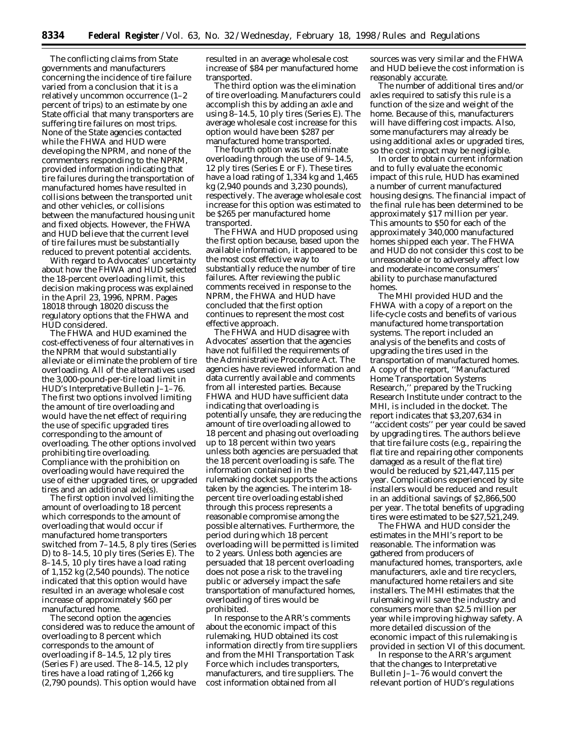The conflicting claims from State governments and manufacturers concerning the incidence of tire failure varied from a conclusion that it is a relatively uncommon occurrence (1–2 percent of trips) to an estimate by one State official that many transporters are suffering tire failures on most trips. None of the State agencies contacted while the FHWA and HUD were developing the NPRM, and none of the commenters responding to the NPRM, provided information indicating that tire failures during the transportation of manufactured homes have resulted in collisions between the transported unit and other vehicles, or collisions between the manufactured housing unit and fixed objects. However, the FHWA and HUD believe that the current level of tire failures must be substantially reduced to prevent potential accidents.

With regard to Advocates' uncertainty about how the FHWA and HUD selected the 18-percent overloading limit, this decision making process was explained in the April 23, 1996, NPRM. Pages 18018 through 18020 discuss the regulatory options that the FHWA and HUD considered.

The FHWA and HUD examined the cost-effectiveness of four alternatives in the NPRM that would substantially alleviate or eliminate the problem of tire overloading. All of the alternatives used the 3,000-pound-per-tire load limit in HUD's Interpretative Bulletin J–1–76. The first two options involved limiting the amount of tire overloading and would have the net effect of requiring the use of specific upgraded tires corresponding to the amount of overloading. The other options involved prohibiting tire overloading. Compliance with the prohibition on overloading would have required the use of either upgraded tires, or upgraded tires and an additional axle(s).

The first option involved limiting the amount of overloading to 18 percent which corresponds to the amount of overloading that would occur if manufactured home transporters switched from 7–14.5, 8 ply tires (Series D) to 8–14.5, 10 ply tires (Series E). The 8–14.5, 10 ply tires have a load rating of 1,152 kg (2,540 pounds). The notice indicated that this option would have resulted in an average wholesale cost increase of approximately $60 per manufactured home.

The second option the agencies considered was to reduce the amount of overloading to 8 percent which corresponds to the amount of overloading if 8–14.5, 12 ply tires (Series F) are used. The 8–14.5, 12 ply tires have a load rating of 1,266 kg (2,790 pounds). This option would have resulted in an average wholesale cost increase of $84 per manufactured home transported.

The third option was the elimination of tire overloading. Manufacturers could accomplish this by adding an axle and using 8–14.5, 10 ply tires (Series E). The average wholesale cost increase for this option would have been $287 per manufactured home transported.

The fourth option was to eliminate overloading through the use of 9–14.5, 12 ply tires (Series E or F). These tires have a load rating of 1,334 kg and 1,465 kg (2,940 pounds and 3,230 pounds), respectively. The average wholesale cost increase for this option was estimated to be $265 per manufactured home transported.

The FHWA and HUD proposed using the first option because, based upon the available information, it appeared to be the most cost effective way to substantially reduce the number of tire failures. After reviewing the public comments received in response to the NPRM, the FHWA and HUD have concluded that the first option continues to represent the most cost effective approach.

The FHWA and HUD disagree with Advocates' assertion that the agencies have not fulfilled the requirements of the Administrative Procedure Act. The agencies have reviewed information and data currently available and comments from all interested parties. Because FHWA and HUD have sufficient data indicating that overloading is potentially unsafe, they are reducing the amount of tire overloading allowed to 18 percent and phasing out overloading up to 18 percent within two years unless both agencies are persuaded that the 18 percent overloading is safe. The information contained in the rulemaking docket supports the actions taken by the agencies. The interim 18-percent tire overloading established through this process represents a reasonable compromise among the possible alternatives. Furthermore, the period during which 18 percent overloading will be permitted is limited to 2 years. Unless both agencies are persuaded that 18 percent overloading does not pose a risk to the traveling public or adversely impact the safe transportation of manufactured homes, overloading of tires would be prohibited.

In response to the ARR's comments about the economic impact of this rulemaking, HUD obtained its cost information directly from tire suppliers and from the MHI Transportation Task Force which includes transporters, manufacturers, and tire suppliers. The cost information obtained from all sources was very similar and the FHWA and HUD believe the cost information is reasonably accurate.

The number of additional tires and/or axles required to satisfy this rule is a function of the size and weight of the home. Because of this, manufacturers will have differing cost impacts. Also, some manufacturers may already be using additional axles or upgraded tires, so the cost impact may be negligible.

In order to obtain current information and to fully evaluate the economic impact of this rule, HUD has examined a number of current manufactured housing designs. The financial impact of the final rule has been determined to be approximately $17 million per year. This amounts to $50 for each of the approximately 340,000 manufactured homes shipped each year. The FHWA and HUD do not consider this cost to be unreasonable or to adversely affect low and moderate-income consumers' ability to purchase manufactured homes.

The MHI provided HUD and the FHWA with a copy of a report on the life-cycle costs and benefits of various manufactured home transportation systems. The report included an analysis of the benefits and costs of upgrading the tires used in the transportation of manufactured homes. A copy of the report, "Manufactured Home Transportation Systems Research," prepared by the Trucking Research Institute under contract to the MHI, is included in the docket. The report indicates that $3,207,634 in "accident costs" per year could be saved by upgrading tires. The authors believe that tire failure costs (e.g., repairing the flat tire and repairing other components damaged as a result of the flat tire) would be reduced by $21,447,115 per year. Complications experienced by site installers would be reduced and result in an additional savings of $2,866,500 per year. The total benefits of upgrading tires were estimated to be $27,521,249.

The FHWA and HUD consider the estimates in the MHI's report to be reasonable. The information was gathered from producers of manufactured homes, transporters, axle manufacturers, axle and tire recyclers, manufactured home retailers and site installers. The MHI estimates that the rulemaking will save the industry and consumers more than $2.5 million per year while improving highway safety. A more detailed discussion of the economic impact of this rulemaking is provided in section VI of this document.

In response to the ARR's argument that the changes to Interpretative Bulletin J–1–76 would convert the relevant portion of HUD's regulations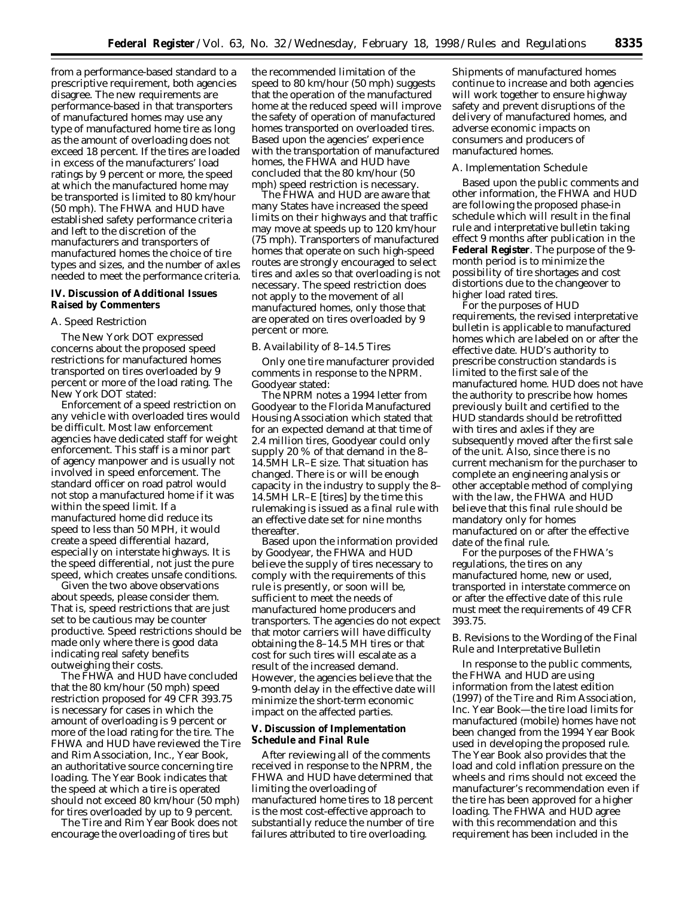from a performance-based standard to a prescriptive requirement, both agencies disagree. The new requirements are performance-based in that transporters of manufactured homes may use any type of manufactured home tire as long as the amount of overloading does not exceed 18 percent. If the tires are loaded in excess of the manufacturers' load ratings by 9 percent or more, the speed at which the manufactured home may be transported is limited to 80 km/hour (50 mph). The FHWA and HUD have established safety performance criteria and left to the discretion of the manufacturers and transporters of manufactured homes the choice of tire types and sizes, and the number of axles needed to meet the performance criteria.

## IV. Discussion of Additional Issues Raised by Commenters

### A. Speed Restriction

The New York DOT expressed concerns about the proposed speed restrictions for manufactured homes transported on tires overloaded by 9 percent or more of the load rating. The New York DOT stated:

Enforcement of a speed restriction on any vehicle with overloaded tires would be difficult. Most law enforcement agencies have dedicated staff for weight enforcement. This staff is a minor part of agency manpower and is usually not involved in speed enforcement. The standard officer on road patrol would not stop a manufactured home if it was within the speed limit. If a manufactured home did reduce its speed to less than 50 MPH, it would create a speed differential hazard, especially on interstate highways. It is the speed differential, not just the pure speed, which creates unsafe conditions.

Given the two above observations about speeds, please consider them. That is, speed restrictions that are just set to be cautious may be counter productive. Speed restrictions should be made only where there is good data indicating real safety benefits outweighing their costs.

The FHWA and HUD have concluded that the 80 km/hour (50 mph) speed restriction proposed for 49 CFR 393.75 is necessary for cases in which the amount of overloading is 9 percent or more of the load rating for the tire. The FHWA and HUD have reviewed the Tire and Rim Association, Inc., Year Book, an authoritative source concerning tire loading. The Year Book indicates that the speed at which a tire is operated should not exceed 80 km/hour (50 mph) for tires overloaded by up to 9 percent.

The Tire and Rim Year Book does not encourage the overloading of tires but the recommended limitation of the speed to 80 km/hour (50 mph) suggests that the operation of the manufactured home at the reduced speed will improve the safety of operation of manufactured homes transported on overloaded tires. Based upon the agencies' experience with the transportation of manufactured homes, the FHWA and HUD have concluded that the 80 km/hour (50 mph) speed restriction is necessary.

The FHWA and HUD are aware that many States have increased the speed limits on their highways and that traffic may move at speeds up to 120 km/hour (75 mph). Transporters of manufactured homes that operate on such high-speed routes are strongly encouraged to select tires and axles so that overloading is not necessary. The speed restriction does not apply to the movement of all manufactured homes, only those that are operated on tires overloaded by 9 percent or more.

### B. Availability of 8–14.5 Tires

Only one tire manufacturer provided comments in response to the NPRM. Goodyear stated:

The NPRM notes a 1994 letter from Goodyear to the Florida Manufactured Housing Association which stated that for an expected demand at that time of 2.4 million tires, Goodyear could only supply 20 % of that demand in the 8–14.5MH LR–E size. That situation has changed. There is or will be enough capacity in the industry to supply the 8–14.5MH LR–E [tires] by the time this rulemaking is issued as a final rule with an effective date set for nine months thereafter.

Based upon the information provided by Goodyear, the FHWA and HUD believe the supply of tires necessary to comply with the requirements of this rule is presently, or soon will be, sufficient to meet the needs of manufactured home producers and transporters. The agencies do not expect that motor carriers will have difficulty obtaining the 8–14.5 MH tires or that cost for such tires will escalate as a result of the increased demand. However, the agencies believe that the 9-month delay in the effective date will minimize the short-term economic impact on the affected parties.

## V. Discussion of Implementation Schedule and Final Rule

After reviewing all of the comments received in response to the NPRM, the FHWA and HUD have determined that limiting the overloading of manufactured home tires to 18 percent is the most cost-effective approach to substantially reduce the number of tire failures attributed to tire overloading. Shipments of manufactured homes continue to increase and both agencies will work together to ensure highway safety and prevent disruptions of the delivery of manufactured homes, and adverse economic impacts on consumers and producers of manufactured homes.

### A. Implementation Schedule

Based upon the public comments and other information, the FHWA and HUD are following the proposed phase-in schedule which will result in the final rule and interpretative bulletin taking effect 9 months after publication in the **Federal Register**. The purpose of the 9-month period is to minimize the possibility of tire shortages and cost distortions due to the changeover to higher load rated tires.

For the purposes of HUD requirements, the revised interpretative bulletin is applicable to manufactured homes which are labeled on or after the effective date. HUD's authority to prescribe construction standards is limited to the first sale of the manufactured home. HUD does not have the authority to prescribe how homes previously built and certified to the HUD standards should be retrofitted with tires and axles if they are subsequently moved after the first sale of the unit. Also, since there is no current mechanism for the purchaser to complete an engineering analysis or other acceptable method of complying with the law, the FHWA and HUD believe that this final rule should be mandatory only for homes manufactured on or after the effective date of the final rule.

For the purposes of the FHWA's regulations, the tires on any manufactured home, new or used, transported in interstate commerce on or after the effective date of this rule must meet the requirements of 49 CFR 393.75.

### B. Revisions to the Wording of the Final Rule and Interpretative Bulletin

In response to the public comments, the FHWA and HUD are using information from the latest edition (1997) of the Tire and Rim Association, Inc. Year Book—the tire load limits for manufactured (mobile) homes have not been changed from the 1994 Year Book used in developing the proposed rule. The Year Book also provides that the load and cold inflation pressure on the wheels and rims should not exceed the manufacturer's recommendation even if the tire has been approved for a higher loading. The FHWA and HUD agree with this recommendation and this requirement has been included in the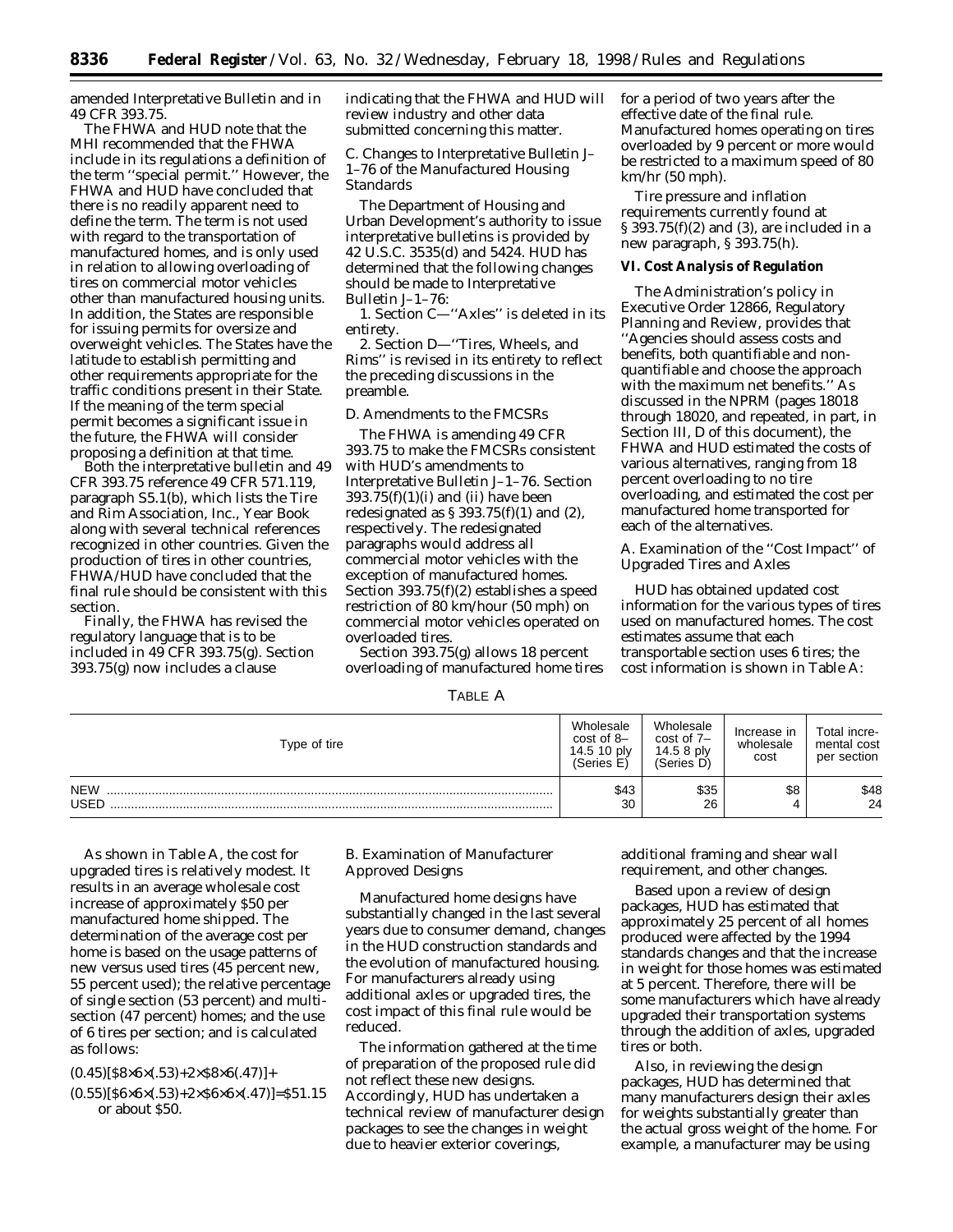amended Interpretative Bulletin and in 49 CFR 393.75.

The FHWA and HUD note that the MHI recommended that the FHWA include in its regulations a definition of the term ''special permit.'' However, the FHWA and HUD have concluded that there is no readily apparent need to define the term. The term is not used with regard to the transportation of manufactured homes, and is only used in relation to allowing overloading of tires on commercial motor vehicles other than manufactured housing units. In addition, the States are responsible for issuing permits for oversize and overweight vehicles. The States have the latitude to establish permitting and other requirements appropriate for the traffic conditions present in their State. If the meaning of the term special permit becomes a significant issue in the future, the FHWA will consider proposing a definition at that time.

Both the interpretative bulletin and 49 CFR 393.75 reference 49 CFR 571.119, paragraph S5.1(b), which lists the Tire and Rim Association, Inc., Year Book along with several technical references recognized in other countries. Given the production of tires in other countries, FHWA/HUD have concluded that the final rule should be consistent with this section.

Finally, the FHWA has revised the regulatory language that is to be included in 49 CFR 393.75(g). Section 393.75(g) now includes a clause indicating that the FHWA and HUD will review industry and other data submitted concerning this matter.

*C. Changes to Interpretative Bulletin J–1–76 of the Manufactured Housing Standards*

The Department of Housing and Urban Development's authority to issue interpretative bulletins is provided by 42 U.S.C. 3535(d) and 5424. HUD has determined that the following changes should be made to Interpretative Bulletin J–1–76:

1. Section C—''Axles'' is deleted in its entirety.

2. Section D—''Tires, Wheels, and Rims'' is revised in its entirety to reflect the preceding discussions in the preamble.

*D. Amendments to the FMCSRs*

The FHWA is amending 49 CFR 393.75 to make the FMCSRs consistent with HUD's amendments to Interpretative Bulletin J–1–76. Section 393.75(f)(1)(i) and (ii) have been redesignated as § 393.75(f)(1) and (2), respectively. The redesignated paragraphs would address all commercial motor vehicles with the exception of manufactured homes. Section 393.75(f)(2) establishes a speed restriction of 80 km/hour (50 mph) on commercial motor vehicles operated on overloaded tires.

Section 393.75(g) allows 18 percent overloading of manufactured home tires for a period of two years after the effective date of the final rule. Manufactured homes operating on tires overloaded by 9 percent or more would be restricted to a maximum speed of 80 km/hr (50 mph).

Tire pressure and inflation requirements currently found at § 393.75(f)(2) and (3), are included in a new paragraph, § 393.75(h).

**VI. Cost Analysis of Regulation**

The Administration's policy in Executive Order 12866, Regulatory Planning and Review, provides that ''Agencies should assess costs and benefits, both quantifiable and non-quantifiable and choose the approach with the maximum net benefits.'' As discussed in the NPRM (pages 18018 through 18020, and repeated, in part, in Section III, D of this document), the FHWA and HUD estimated the costs of various alternatives, ranging from 18 percent overloading to no tire overloading, and estimated the cost per manufactured home transported for each of the alternatives.

*A. Examination of the ''Cost Impact'' of Upgraded Tires and Axles*

HUD has obtained updated cost information for the various types of tires used on manufactured homes. The cost estimates assume that each transportable section uses 6 tires; the cost information is shown in Table A:

TABLE A

| Type of tire | Wholesale cost of 8–14.5 10 ply (Series E) | Wholesale cost of 7–14.5 8 ply (Series D) | Increase in wholesale cost | Total incremental cost per section |
|---|---|---|---|---|
| NEW | $43 | $35 | $8 | $48 |
| USED | 30 | 26 | 4 | 24 |

As shown in Table A, the cost for upgraded tires is relatively modest. It results in an average wholesale cost increase of approximately $50 per manufactured home shipped. The determination of the average cost per home is based on the usage patterns of new versus used tires (45 percent new, 55 percent used); the relative percentage of single section (53 percent) and multi-section (47 percent) homes; and the use of 6 tires per section; and is calculated as follows:

$$(0.45)[\$8\times6\times(.53)+2\times\$8\times6(.47)]+(0.55)[\$6\times6\times(.53)+2\times\$6\times6\times(.47)]=\$51.15$$ or about $50.

*B. Examination of Manufacturer Approved Designs*

Manufactured home designs have substantially changed in the last several years due to consumer demand, changes in the HUD construction standards and the evolution of manufactured housing. For manufacturers already using additional axles or upgraded tires, the cost impact of this final rule would be reduced.

The information gathered at the time of preparation of the proposed rule did not reflect these new designs. Accordingly, HUD has undertaken a technical review of manufacturer design packages to see the changes in weight due to heavier exterior coverings, additional framing and shear wall requirement, and other changes.

Based upon a review of design packages, HUD has estimated that approximately 25 percent of all homes produced were affected by the 1994 standards changes and that the increase in weight for those homes was estimated at 5 percent. Therefore, there will be some manufacturers which have already upgraded their transportation systems through the addition of axles, upgraded tires or both.

Also, in reviewing the design packages, HUD has determined that many manufacturers design their axles for weights substantially greater than the actual gross weight of the home. For example, a manufacturer may be using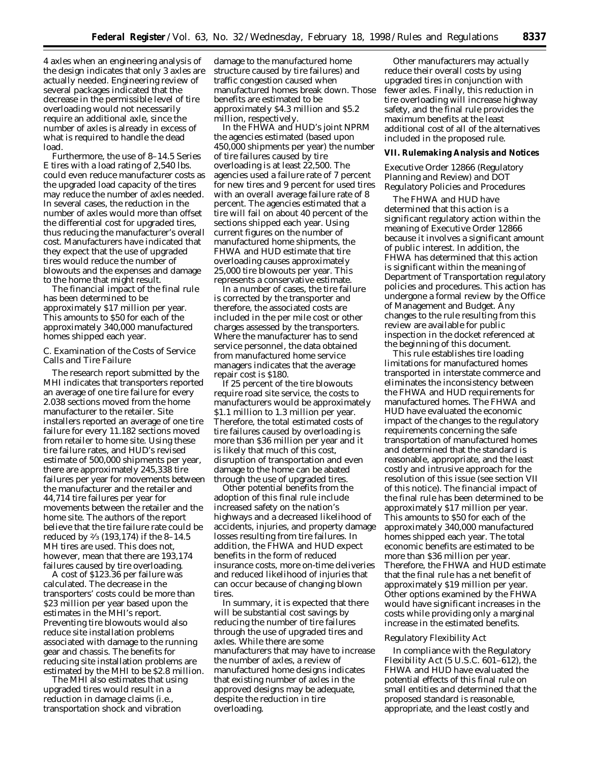4 axles when an engineering analysis of the design indicates that only 3 axles are actually needed. Engineering review of several packages indicated that the decrease in the permissible level of tire overloading would not necessarily require an additional axle, since the number of axles is already in excess of what is required to handle the dead load.

Furthermore, the use of 8–14.5 Series E tires with a load rating of 2,540 lbs. could even reduce manufacturer costs as the upgraded load capacity of the tires may reduce the number of axles needed. In several cases, the reduction in the number of axles would more than offset the differential cost for upgraded tires, thus reducing the manufacturer's overall cost. Manufacturers have indicated that they expect that the use of upgraded tires would reduce the number of blowouts and the expenses and damage to the home that might result.

The financial impact of the final rule has been determined to be approximately $17 million per year. This amounts to $50 for each of the approximately 340,000 manufactured homes shipped each year.

### C. Examination of the Costs of Service Calls and Tire Failure

The research report submitted by the MHI indicates that transporters reported an average of one tire failure for every 2.038 sections moved from the home manufacturer to the retailer. Site installers reported an average of one tire failure for every 11.182 sections moved from retailer to home site. Using these tire failure rates, and HUD's revised estimate of 500,000 shipments per year, there are approximately 245,338 tire failures per year for movements between the manufacturer and the retailer and 44,714 tire failures per year for movements between the retailer and the home site. The authors of the report believe that the tire failure rate could be reduced by ⅔ (193,174) if the 8–14.5 MH tires are used. This does not, however, mean that there are 193,174 failures caused by tire overloading.

A cost of $123.36 per failure was calculated. The decrease in the transporters' costs could be more than $23 million per year based upon the estimates in the MHI's report. Preventing tire blowouts would also reduce site installation problems associated with damage to the running gear and chassis. The benefits for reducing site installation problems are estimated by the MHI to be $2.8 million.

The MHI also estimates that using upgraded tires would result in a reduction in damage claims (i.e., transportation shock and vibration damage to the manufactured home structure caused by tire failures) and traffic congestion caused when manufactured homes break down. Those benefits are estimated to be approximately $4.3 million and $5.2 million, respectively.

In the FHWA and HUD's joint NPRM the agencies estimated (based upon 450,000 shipments per year) the number of tire failures caused by tire overloading is at least 22,500. The agencies used a failure rate of 7 percent for new tires and 9 percent for used tires with an overall average failure rate of 8 percent. The agencies estimated that a tire will fail on about 40 percent of the sections shipped each year. Using current figures on the number of manufactured home shipments, the FHWA and HUD estimate that tire overloading causes approximately 25,000 tire blowouts per year. This represents a conservative estimate.

In a number of cases, the tire failure is corrected by the transporter and therefore, the associated costs are included in the per mile cost or other charges assessed by the transporters. Where the manufacturer has to send service personnel, the data obtained from manufactured home service managers indicates that the average repair cost is $180.

If 25 percent of the tire blowouts require road site service, the costs to manufacturers would be approximately $1.1 million to 1.3 million per year. Therefore, the total estimated costs of tire failures caused by overloading is more than $36 million per year and it is likely that much of this cost, disruption of transportation and even damage to the home can be abated through the use of upgraded tires.

Other potential benefits from the adoption of this final rule include increased safety on the nation's highways and a decreased likelihood of accidents, injuries, and property damage losses resulting from tire failures. In addition, the FHWA and HUD expect benefits in the form of reduced insurance costs, more on-time deliveries and reduced likelihood of injuries that can occur because of changing blown tires.

In summary, it is expected that there will be substantial cost savings by reducing the number of tire failures through the use of upgraded tires and axles. While there are some manufacturers that may have to increase the number of axles, a review of manufactured home designs indicates that existing number of axles in the approved designs may be adequate, despite the reduction in tire overloading.

Other manufacturers may actually reduce their overall costs by using upgraded tires in conjunction with fewer axles. Finally, this reduction in tire overloading will increase highway safety, and the final rule provides the maximum benefits at the least additional cost of all of the alternatives included in the proposed rule.

## VII. Rulemaking Analysis and Notices

### Executive Order 12866 (Regulatory Planning and Review) and DOT Regulatory Policies and Procedures

The FHWA and HUD have determined that this action is a significant regulatory action within the meaning of Executive Order 12866 because it involves a significant amount of public interest. In addition, the FHWA has determined that this action is significant within the meaning of Department of Transportation regulatory policies and procedures. This action has undergone a formal review by the Office of Management and Budget. Any changes to the rule resulting from this review are available for public inspection in the docket referenced at the beginning of this document.

This rule establishes tire loading limitations for manufactured homes transported in interstate commerce and eliminates the inconsistency between the FHWA and HUD requirements for manufactured homes. The FHWA and HUD have evaluated the economic impact of the changes to the regulatory requirements concerning the safe transportation of manufactured homes and determined that the standard is reasonable, appropriate, and the least costly and intrusive approach for the resolution of this issue (see section VII of this notice). The financial impact of the final rule has been determined to be approximately $17 million per year. This amounts to $50 for each of the approximately 340,000 manufactured homes shipped each year. The total economic benefits are estimated to be more than $36 million per year. Therefore, the FHWA and HUD estimate that the final rule has a net benefit of approximately $19 million per year. Other options examined by the FHWA would have significant increases in the costs while providing only a marginal increase in the estimated benefits.

### Regulatory Flexibility Act

In compliance with the Regulatory Flexibility Act (5 U.S.C. 601–612), the FHWA and HUD have evaluated the potential effects of this final rule on small entities and determined that the proposed standard is reasonable, appropriate, and the least costly and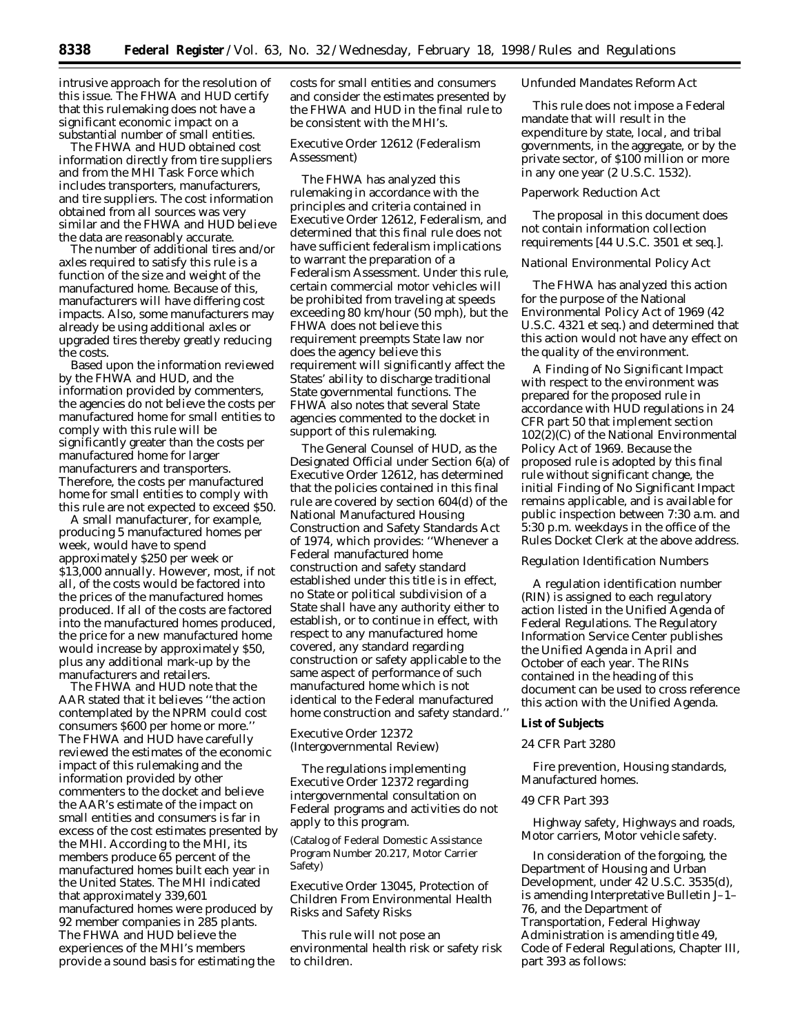intrusive approach for the resolution of this issue. The FHWA and HUD certify that this rulemaking does not have a significant economic impact on a substantial number of small entities.

The FHWA and HUD obtained cost information directly from tire suppliers and from the MHI Task Force which includes transporters, manufacturers, and tire suppliers. The cost information obtained from all sources was very similar and the FHWA and HUD believe the data are reasonably accurate.

The number of additional tires and/or axles required to satisfy this rule is a function of the size and weight of the manufactured home. Because of this, manufacturers will have differing cost impacts. Also, some manufacturers may already be using additional axles or upgraded tires thereby greatly reducing the costs.

Based upon the information reviewed by the FHWA and HUD, and the information provided by commenters, the agencies do not believe the costs per manufactured home for small entities to comply with this rule will be significantly greater than the costs per manufactured home for larger manufacturers and transporters. Therefore, the costs per manufactured home for small entities to comply with this rule are not expected to exceed $50.

A small manufacturer, for example, producing 5 manufactured homes per week, would have to spend approximately $250 per week or $13,000 annually. However, most, if not all, of the costs would be factored into the prices of the manufactured homes produced. If all of the costs are factored into the manufactured homes produced, the price for a new manufactured home would increase by approximately $50, plus any additional mark-up by the manufacturers and retailers.

The FHWA and HUD note that the AAR stated that it believes ''the action contemplated by the NPRM could cost consumers $600 per home or more.'' The FHWA and HUD have carefully reviewed the estimates of the economic impact of this rulemaking and the information provided by other commenters to the docket and believe the AAR's estimate of the impact on small entities and consumers is far in excess of the cost estimates presented by the MHI. According to the MHI, its members produce 65 percent of the manufactured homes built each year in the United States. The MHI indicated that approximately 339,601 manufactured homes were produced by 92 member companies in 285 plants. The FHWA and HUD believe the experiences of the MHI's members provide a sound basis for estimating the costs for small entities and consumers and consider the estimates presented by the FHWA and HUD in the final rule to be consistent with the MHI's.

*Executive Order 12612 (Federalism Assessment)*

The FHWA has analyzed this rulemaking in accordance with the principles and criteria contained in Executive Order 12612, Federalism, and determined that this final rule does not have sufficient federalism implications to warrant the preparation of a Federalism Assessment. Under this rule, certain commercial motor vehicles will be prohibited from traveling at speeds exceeding 80 km/hour (50 mph), but the FHWA does not believe this requirement preempts State law nor does the agency believe this requirement will significantly affect the States' ability to discharge traditional State governmental functions. The FHWA also notes that several State agencies commented to the docket in support of this rulemaking.

The General Counsel of HUD, as the Designated Official under Section 6(a) of Executive Order 12612, has determined that the policies contained in this final rule are covered by section 604(d) of the National Manufactured Housing Construction and Safety Standards Act of 1974, which provides: ''Whenever a Federal manufactured home construction and safety standard established under this title is in effect, no State or political subdivision of a State shall have any authority either to establish, or to continue in effect, with respect to any manufactured home covered, any standard regarding construction or safety applicable to the same aspect of performance of such manufactured home which is not identical to the Federal manufactured home construction and safety standard.''

*Executive Order 12372 (Intergovernmental Review)*

The regulations implementing Executive Order 12372 regarding intergovernmental consultation on Federal programs and activities do not apply to this program.

(Catalog of Federal Domestic Assistance Program Number 20.217, Motor Carrier Safety)

*Executive Order 13045, Protection of Children From Environmental Health Risks and Safety Risks*

This rule will not pose an environmental health risk or safety risk to children.

*Unfunded Mandates Reform Act*

This rule does not impose a Federal mandate that will result in the expenditure by state, local, and tribal governments, in the aggregate, or by the private sector, of $100 million or more in any one year (2 U.S.C. 1532).

*Paperwork Reduction Act*

The proposal in this document does not contain information collection requirements [44 U.S.C. 3501 et seq.].

*National Environmental Policy Act*

The FHWA has analyzed this action for the purpose of the National Environmental Policy Act of 1969 (42 U.S.C. 4321 et seq.) and determined that this action would not have any effect on the quality of the environment.

A Finding of No Significant Impact with respect to the environment was prepared for the proposed rule in accordance with HUD regulations in 24 CFR part 50 that implement section 102(2)(C) of the National Environmental Policy Act of 1969. Because the proposed rule is adopted by this final rule without significant change, the initial Finding of No Significant Impact remains applicable, and is available for public inspection between 7:30 a.m. and 5:30 p.m. weekdays in the office of the Rules Docket Clerk at the above address.

*Regulation Identification Numbers*

A regulation identification number (RIN) is assigned to each regulatory action listed in the Unified Agenda of Federal Regulations. The Regulatory Information Service Center publishes the Unified Agenda in April and October of each year. The RINs contained in the heading of this document can be used to cross reference this action with the Unified Agenda.

**List of Subjects**

*24 CFR Part 3280*

Fire prevention, Housing standards, Manufactured homes.

*49 CFR Part 393*

Highway safety, Highways and roads, Motor carriers, Motor vehicle safety.

In consideration of the forging, the Department of Housing and Urban Development, under 42 U.S.C. 3535(d), is amending Interpretative Bulletin J–1–76, and the Department of Transportation, Federal Highway Administration is amending title 49, Code of Federal Regulations, Chapter III, part 393 as follows: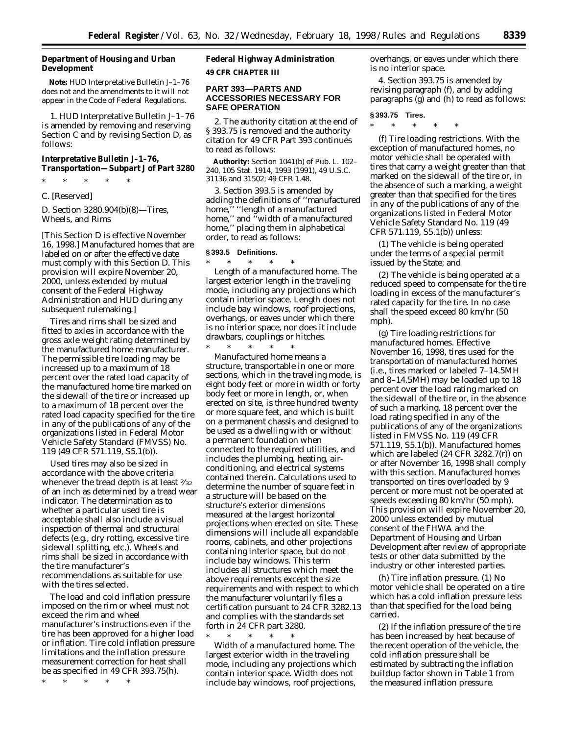**Department of Housing and Urban Development**

**Note:** HUD Interpretative Bulletin J–1–76 does not and the amendments to it will not appear in the Code of Federal Regulations.

1. HUD Interpretative Bulletin J–1–76 is amended by removing and reserving Section C and by revising Section D, as follows:

**Interpretative Bulletin J–1–76, Transportation—Subpart J of Part 3280**

\* \* \* \* \*

C. [Reserved]

D. Section 3280.904(b)(8)—Tires, Wheels, and Rims

[This Section D is effective November 16, 1998.] Manufactured homes that are labeled on or after the effective date must comply with this Section D. This provision will expire November 20, 2000, unless extended by mutual consent of the Federal Highway Administration and HUD during any subsequent rulemaking.]

Tires and rims shall be sized and fitted to axles in accordance with the gross axle weight rating determined by the manufactured home manufacturer. The permissible tire loading may be increased up to a maximum of 18 percent over the rated load capacity of the manufactured home tire marked on the sidewall of the tire or increased up to a maximum of 18 percent over the rated load capacity specified for the tire in any of the publications of any of the organizations listed in Federal Motor Vehicle Safety Standard (FMVSS) No. 119 (49 CFR 571.119, S5.1(b)).

Used tires may also be sized in accordance with the above criteria whenever the tread depth is at least 2⁄32 of an inch as determined by a tread wear indicator. The determination as to whether a particular used tire is acceptable shall also include a visual inspection of thermal and structural defects (e.g., dry rotting, excessive tire sidewall splitting, etc.). Wheels and rims shall be sized in accordance with the tire manufacturer's recommendations as suitable for use with the tires selected.

The load and cold inflation pressure imposed on the rim or wheel must not exceed the rim and wheel manufacturer's instructions even if the tire has been approved for a higher load or inflation. Tire cold inflation pressure limitations and the inflation pressure measurement correction for heat shall be as specified in 49 CFR 393.75(h).

\* \* \* \* \*

**Federal Highway Administration**

**49 CFR CHAPTER III**

**PART 393—PARTS AND ACCESSORIES NECESSARY FOR SAFE OPERATION**

2. The authority citation at the end of § 393.75 is removed and the authority citation for 49 CFR Part 393 continues to read as follows:

**Authority:** Section 1041(b) of Pub. L. 102–240, 105 Stat. 1914, 1993 (1991), 49 U.S.C. 31136 and 31502; 49 CFR 1.48.

3. Section 393.5 is amended by adding the definitions of ''manufactured home,'' ''length of a manufactured home,'' and ''width of a manufactured home,'' placing them in alphabetical order, to read as follows:

**§ 393.5 Definitions.**

\* \* \* \* \*

*Length of a manufactured home.* The largest exterior length in the traveling mode, including any projections which contain interior space. Length does not include bay windows, roof projections, overhangs, or eaves under which there is no interior space, nor does it include drawbars, couplings or hitches.

\* \* \* \* \*

*Manufactured home* means a structure, transportable in one or more sections, which in the traveling mode, is eight body feet or more in width or forty body feet or more in length, or, when erected on site, is three hundred twenty or more square feet, and which is built on a permanent chassis and designed to be used as a dwelling with or without a permanent foundation when connected to the required utilities, and includes the plumbing, heating, air-conditioning, and electrical systems contained therein. Calculations used to determine the number of square feet in a structure will be based on the structure's exterior dimensions measured at the largest horizontal projections when erected on site. These dimensions will include all expandable rooms, cabinets, and other projections containing interior space, but do not include bay windows. This term includes all structures which meet the above requirements except the size requirements and with respect to which the manufacturer voluntarily files a certification pursuant to 24 CFR 3282.13 and complies with the standards set forth in 24 CFR part 3280.

\* \* \* \* \*

*Width of a manufactured home.* The largest exterior width in the traveling mode, including any projections which contain interior space. Width does not include bay windows, roof projections, overhangs, or eaves under which there is no interior space.

4. Section 393.75 is amended by revising paragraph (f), and by adding paragraphs (g) and (h) to read as follows:

**§ 393.75 Tires.**

\* \* \* \* \*

(f) *Tire loading restrictions.* With the exception of manufactured homes, no motor vehicle shall be operated with tires that carry a weight greater than that marked on the sidewall of the tire or, in the absence of such a marking, a weight greater than that specified for the tires in any of the publications of any of the organizations listed in Federal Motor Vehicle Safety Standard No. 119 (49 CFR 571.119, S5.1(b)) unless:

(1) The vehicle is being operated under the terms of a special permit issued by the State; and

(2) The vehicle is being operated at a reduced speed to compensate for the tire loading in excess of the manufacturer's rated capacity for the tire. In no case shall the speed exceed 80 km/hr (50 mph).

(g) *Tire loading restrictions for manufactured homes.* Effective November 16, 1998, tires used for the transportation of manufactured homes (i.e., tires marked or labeled 7–14.5MH and 8–14.5MH) may be loaded up to 18 percent over the load rating marked on the sidewall of the tire or, in the absence of such a marking, 18 percent over the load rating specified in any of the publications of any of the organizations listed in FMVSS No. 119 (49 CFR 571.119, S5.1(b)). Manufactured homes which are labeled (24 CFR 3282.7(r)) on or after November 16, 1998 shall comply with this section. Manufactured homes transported on tires overloaded by 9 percent or more must not be operated at speeds exceeding 80 km/hr (50 mph). This provision will expire November 20, 2000 unless extended by mutual consent of the FHWA and the Department of Housing and Urban Development after review of appropriate tests or other data submitted by the industry or other interested parties.

(h) *Tire inflation pressure.* (1) No motor vehicle shall be operated on a tire which has a cold inflation pressure less than that specified for the load being carried.

(2) If the inflation pressure of the tire has been increased by heat because of the recent operation of the vehicle, the cold inflation pressure shall be estimated by subtracting the inflation buildup factor shown in Table 1 from the measured inflation pressure.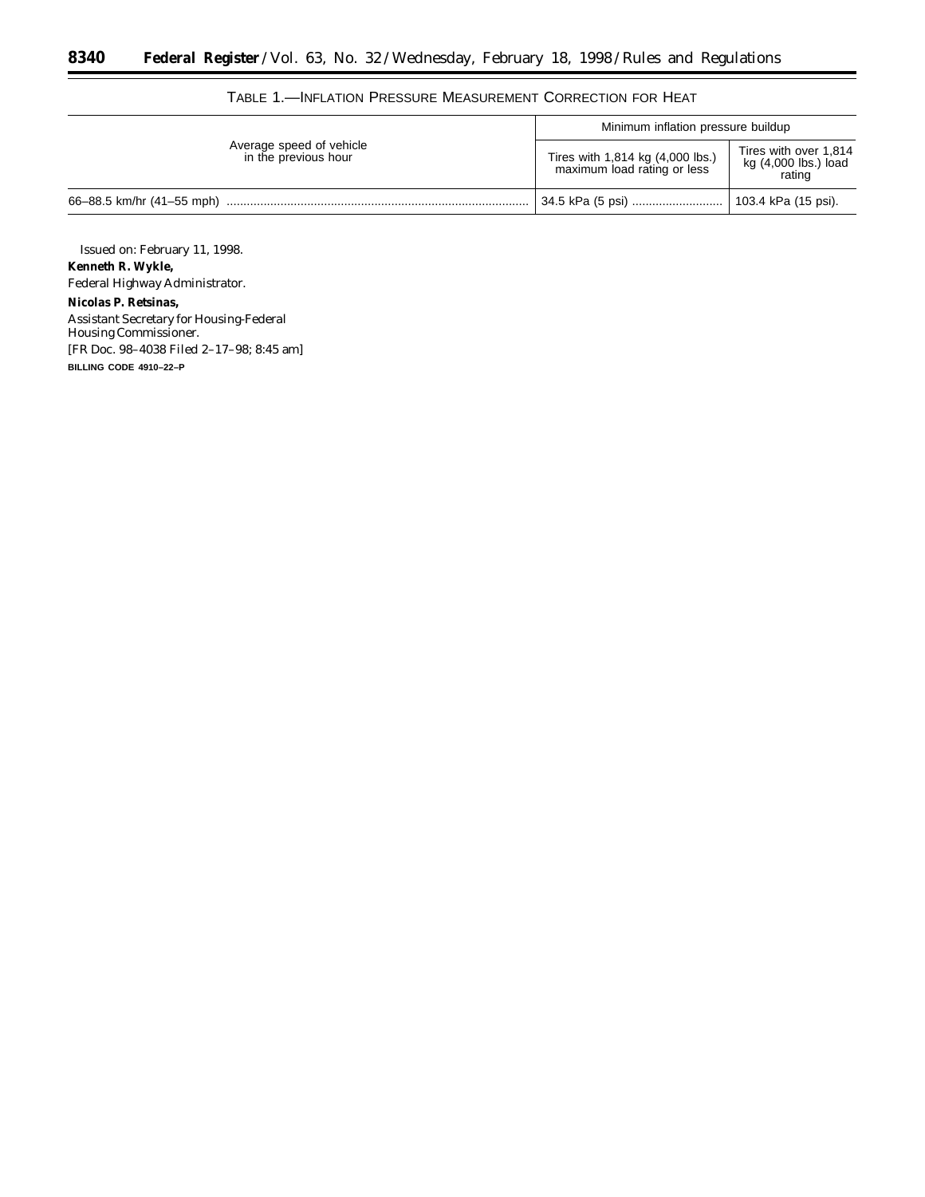TABLE 1.—INFLATION PRESSURE MEASUREMENT CORRECTION FOR HEAT

| Average speed of vehicle in the previous hour | Minimum inflation pressure buildup | |
|---|---|---|
| | Tires with 1,814 kg (4,000 lbs.) maximum load rating or less | Tires with over 1,814 kg (4,000 lbs.) load rating |
| 66–88.5 km/hr (41–55 mph) | 34.5 kPa (5 psi) | 103.4 kPa (15 psi). |

Issued on: February 11, 1998.

**Kenneth R. Wykle,**

Federal Highway Administrator.

**Nicolas P. Retsinas,**

Assistant Secretary for Housing-Federal Housing Commissioner.

[FR Doc. 98–4038 Filed 2–17–98; 8:45 am]

BILLING CODE 4910–22–P